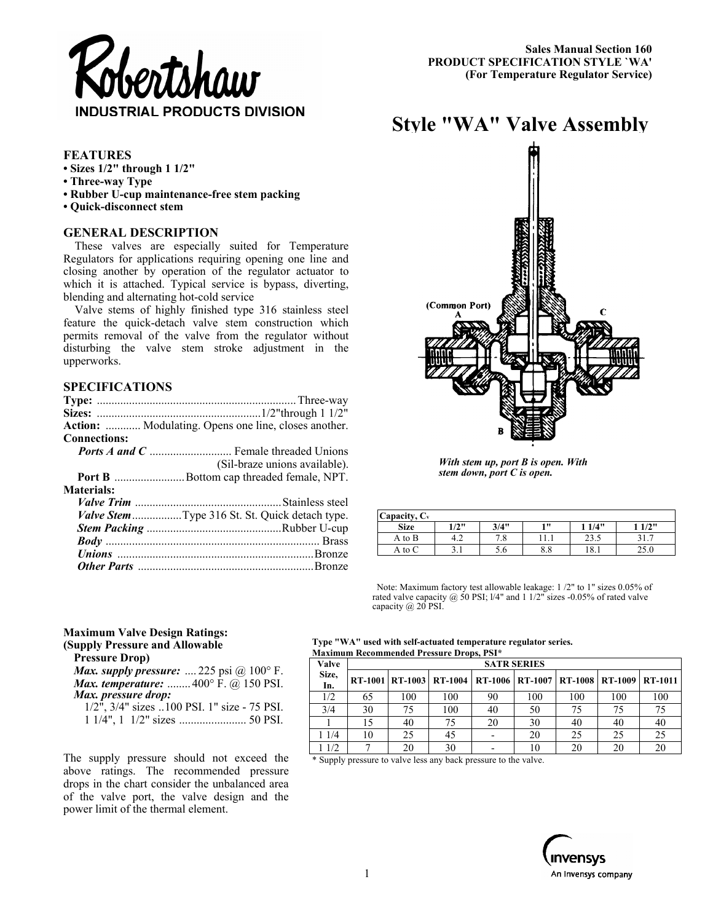Robertshaw
INDUSTRIAL PRODUCTS DIVISION

**Sales Manual Section 160**
**PRODUCT SPECIFICATION STYLE `WA'**
**(For Temperature Regulator Service)**

# Style "WA" Valve Assembly

## FEATURES

- **Sizes 1/2" through 1 1/2"**
- **Three-way Type**
- **Rubber U-cup maintenance-free stem packing**
- **Quick-disconnect stem**

## GENERAL DESCRIPTION

These valves are especially suited for Temperature Regulators for applications requiring opening one line and closing another by operation of the regulator actuator to which it is attached. Typical service is bypass, diverting, blending and alternating hot-cold service

Valve stems of highly finished type 316 stainless steel feature the quick-detach valve stem construction which permits removal of the valve from the regulator without disturbing the valve stem stroke adjustment in the upperworks.

## SPECIFICATIONS

**Type:** .................................................................... Three-way
**Sizes:** ........................................................1/2"through 1 1/2"
**Action:** ............ Modulating. Opens one line, closes another.
**Connections:**
***Ports A and C*** ............................ Female threaded Unions (Sil-braze unions available).
**Port B** ........................Bottom cap threaded female, NPT.
**Materials:**
***Valve Trim*** ..................................................Stainless steel
***Valve Stem*** .................Type 316 St. St. Quick detach type.
***Stem Packing*** .............................................Rubber U-cup
***Body*** ........................................................................ Brass
***Unions*** ...................................................................Bronze
***Other Parts*** ............................................................Bronze

(Common Port) A, C, B

*With stem up, port B is open. With stem down, port C is open.*

| Capacity, $C_v$ | | | | | |
|---|---|---|---|---|---|
| **Size** | **1/2"** | **3/4"** | **1"** | **1 1/4"** | **1 1/2"** |
| A to B | 4.2 | 7.8 | 11.1 | 23.5 | 31.7 |
| A to C | 3.1 | 5.6 | 8.8 | 18.1 | 25.0 |

Note: Maximum factory test allowable leakage: 1 /2" to 1" sizes 0.05% of rated valve capacity @ 50 PSI; l/4" and 1 1/2" sizes -0.05% of rated valve capacity @ 20 PSI.

**Maximum Valve Design Ratings:**
**(Supply Pressure and Allowable Pressure Drop)**
***Max. supply pressure:*** .... 225 psi @ 100° F.
***Max. temperature:*** ........ 400° F. @ 150 PSI.
***Max. pressure drop:***
1/2", 3/4" sizes ..100 PSI. 1" size - 75 PSI.
1 1/4", 1 1/2" sizes ....................... 50 PSI.

The supply pressure should not exceed the above ratings. The recommended pressure drops in the chart consider the unbalanced area of the valve port, the valve design and the power limit of the thermal element.

**Type "WA" used with self-actuated temperature regulator series.**
**Maximum Recommended Pressure Drops, PSI***

| Valve Size, In. | SATR SERIES | | | | | | | |
|---|---|---|---|---|---|---|---|---|
| | **RT-1001** | **RT-1003** | **RT-1004** | **RT-1006** | **RT-1007** | **RT-1008** | **RT-1009** | **RT-1011** |
| 1/2 | 65 | 100 | 100 | 90 | 100 | 100 | 100 | 100 |
| 3/4 | 30 | 75 | 100 | 40 | 50 | 75 | 75 | 75 |
| 1 | 15 | 40 | 75 | 20 | 30 | 40 | 40 | 40 |
| 1 1/4 | 10 | 25 | 45 | - | 20 | 25 | 25 | 25 |
| 1 1/2 | 7 | 20 | 30 | - | 10 | 20 | 20 | 20 |

\* Supply pressure to valve less any back pressure to the valve.

invensys
An Invensys company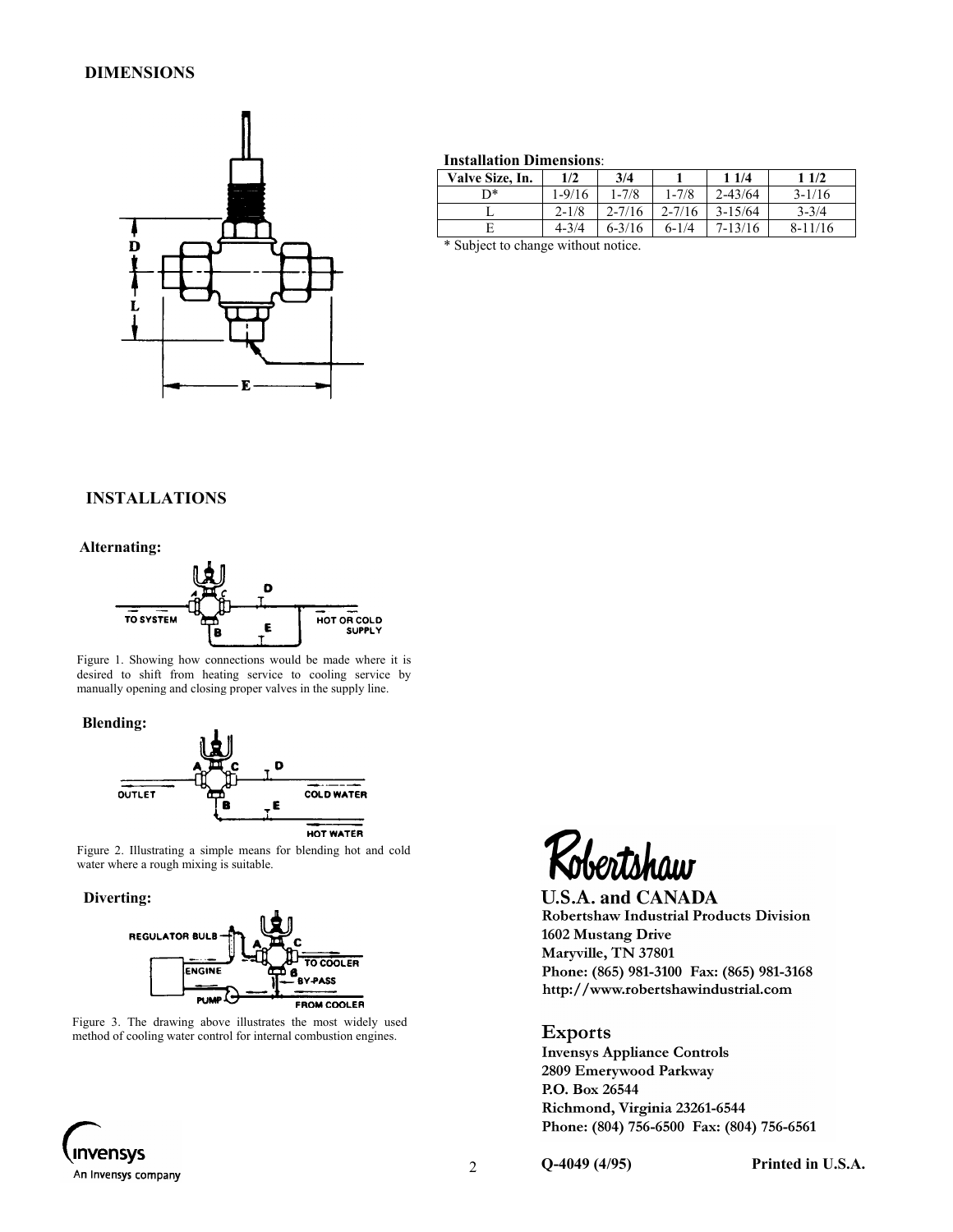## DIMENSIONS

D

L

E

**Installation Dimensions**:

| Valve Size, In. | 1/2 | 3/4 | 1 | 1 1/4 | 1 1/2 |
|---|---|---|---|---|---|
| D* | 1-9/16 | 1-7/8 | 1-7/8 | 2-43/64 | 3-1/16 |
| L | 2-1/8 | 2-7/16 | 2-7/16 | 3-15/64 | 3-3/4 |
| E | 4-3/4 | 6-3/16 | 6-1/4 | 7-13/16 | 8-11/16 |

\* Subject to change without notice.

## INSTALLATIONS

**Alternating:**

A C D

TO SYSTEM

B E

HOT OR COLD SUPPLY

Figure 1. Showing how connections would be made where it is desired to shift from heating service to cooling service by manually opening and closing proper valves in the supply line.

**Blending:**

A C D

OUTLET

COLD WATER

B E

HOT WATER

Figure 2. Illustrating a simple means for blending hot and cold water where a rough mixing is suitable.

**Diverting:**

REGULATOR BULB

A C

TO COOLER

ENGINE

B

BY-PASS

PUMP

FROM COOLER

Figure 3. The drawing above illustrates the most widely used method of cooling water control for internal combustion engines.

Robertshaw

**U.S.A. and CANADA**

**Robertshaw Industrial Products Division**
**1602 Mustang Drive**
**Maryville, TN 37801**
**Phone: (865) 981-3100 Fax: (865) 981-3168**
**http://www.robertshawindustrial.com**

**Exports**

**Invensys Appliance Controls**
**2809 Emerywood Parkway**
**P.O. Box 26544**
**Richmond, Virginia 23261-6544**
**Phone: (804) 756-6500 Fax: (804) 756-6561**

invensys
An Invensys company

**Q-4049 (4/95)** **Printed in U.S.A.**